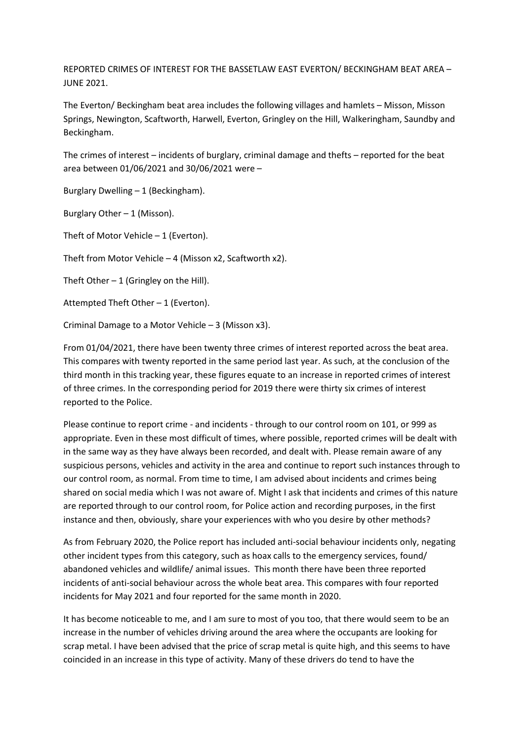REPORTED CRIMES OF INTEREST FOR THE BASSETLAW EAST EVERTON/ BECKINGHAM BEAT AREA – JUNE 2021.

The Everton/ Beckingham beat area includes the following villages and hamlets – Misson, Misson Springs, Newington, Scaftworth, Harwell, Everton, Gringley on the Hill, Walkeringham, Saundby and Beckingham.

The crimes of interest – incidents of burglary, criminal damage and thefts – reported for the beat area between 01/06/2021 and 30/06/2021 were –

Burglary Dwelling – 1 (Beckingham).

Burglary Other – 1 (Misson).

Theft of Motor Vehicle – 1 (Everton).

Theft from Motor Vehicle – 4 (Misson x2, Scaftworth x2).

Theft Other – 1 (Gringley on the Hill).

Attempted Theft Other – 1 (Everton).

Criminal Damage to a Motor Vehicle – 3 (Misson x3).

From 01/04/2021, there have been twenty three crimes of interest reported across the beat area. This compares with twenty reported in the same period last year. As such, at the conclusion of the third month in this tracking year, these figures equate to an increase in reported crimes of interest of three crimes. In the corresponding period for 2019 there were thirty six crimes of interest reported to the Police.

Please continue to report crime - and incidents - through to our control room on 101, or 999 as appropriate. Even in these most difficult of times, where possible, reported crimes will be dealt with in the same way as they have always been recorded, and dealt with. Please remain aware of any suspicious persons, vehicles and activity in the area and continue to report such instances through to our control room, as normal. From time to time, I am advised about incidents and crimes being shared on social media which I was not aware of. Might I ask that incidents and crimes of this nature are reported through to our control room, for Police action and recording purposes, in the first instance and then, obviously, share your experiences with who you desire by other methods?

As from February 2020, the Police report has included anti-social behaviour incidents only, negating other incident types from this category, such as hoax calls to the emergency services, found/ abandoned vehicles and wildlife/ animal issues. This month there have been three reported incidents of anti-social behaviour across the whole beat area. This compares with four reported incidents for May 2021 and four reported for the same month in 2020.

It has become noticeable to me, and I am sure to most of you too, that there would seem to be an increase in the number of vehicles driving around the area where the occupants are looking for scrap metal. I have been advised that the price of scrap metal is quite high, and this seems to have coincided in an increase in this type of activity. Many of these drivers do tend to have the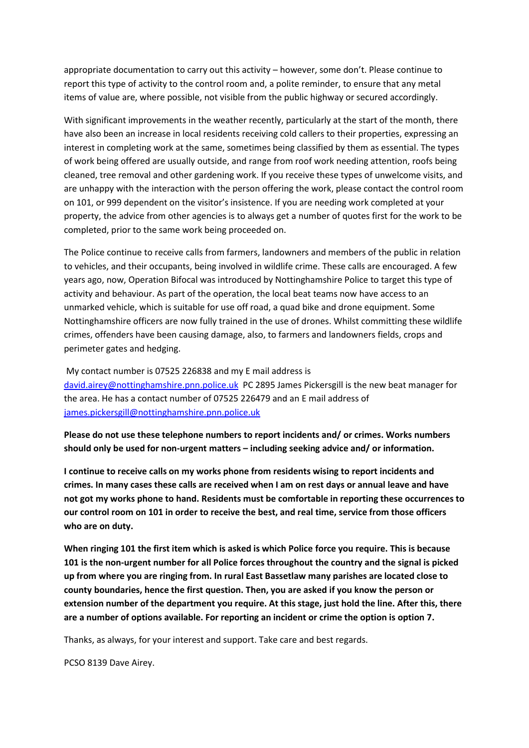appropriate documentation to carry out this activity – however, some don't. Please continue to report this type of activity to the control room and, a polite reminder, to ensure that any metal items of value are, where possible, not visible from the public highway or secured accordingly.

With significant improvements in the weather recently, particularly at the start of the month, there have also been an increase in local residents receiving cold callers to their properties, expressing an interest in completing work at the same, sometimes being classified by them as essential. The types of work being offered are usually outside, and range from roof work needing attention, roofs being cleaned, tree removal and other gardening work. If you receive these types of unwelcome visits, and are unhappy with the interaction with the person offering the work, please contact the control room on 101, or 999 dependent on the visitor's insistence. If you are needing work completed at your property, the advice from other agencies is to always get a number of quotes first for the work to be completed, prior to the same work being proceeded on.

The Police continue to receive calls from farmers, landowners and members of the public in relation to vehicles, and their occupants, being involved in wildlife crime. These calls are encouraged. A few years ago, now, Operation Bifocal was introduced by Nottinghamshire Police to target this type of activity and behaviour. As part of the operation, the local beat teams now have access to an unmarked vehicle, which is suitable for use off road, a quad bike and drone equipment. Some Nottinghamshire officers are now fully trained in the use of drones. Whilst committing these wildlife crimes, offenders have been causing damage, also, to farmers and landowners fields, crops and perimeter gates and hedging.

My contact number is 07525 226838 and my E mail address is david.airey@nottinghamshire.pnn.police.uk PC 2895 James Pickersgill is the new beat manager for the area. He has a contact number of 07525 226479 and an E mail address of james.pickersgill@nottinghamshire.pnn.police.uk

**Please do not use these telephone numbers to report incidents and/ or crimes. Works numbers should only be used for non-urgent matters – including seeking advice and/ or information.**

**I continue to receive calls on my works phone from residents wising to report incidents and crimes. In many cases these calls are received when I am on rest days or annual leave and have not got my works phone to hand. Residents must be comfortable in reporting these occurrences to our control room on 101 in order to receive the best, and real time, service from those officers who are on duty.**

**When ringing 101 the first item which is asked is which Police force you require. This is because 101 is the non-urgent number for all Police forces throughout the country and the signal is picked up from where you are ringing from. In rural East Bassetlaw many parishes are located close to county boundaries, hence the first question. Then, you are asked if you know the person or extension number of the department you require. At this stage, just hold the line. After this, there are a number of options available. For reporting an incident or crime the option is option 7.**

Thanks, as always, for your interest and support. Take care and best regards.

PCSO 8139 Dave Airey.